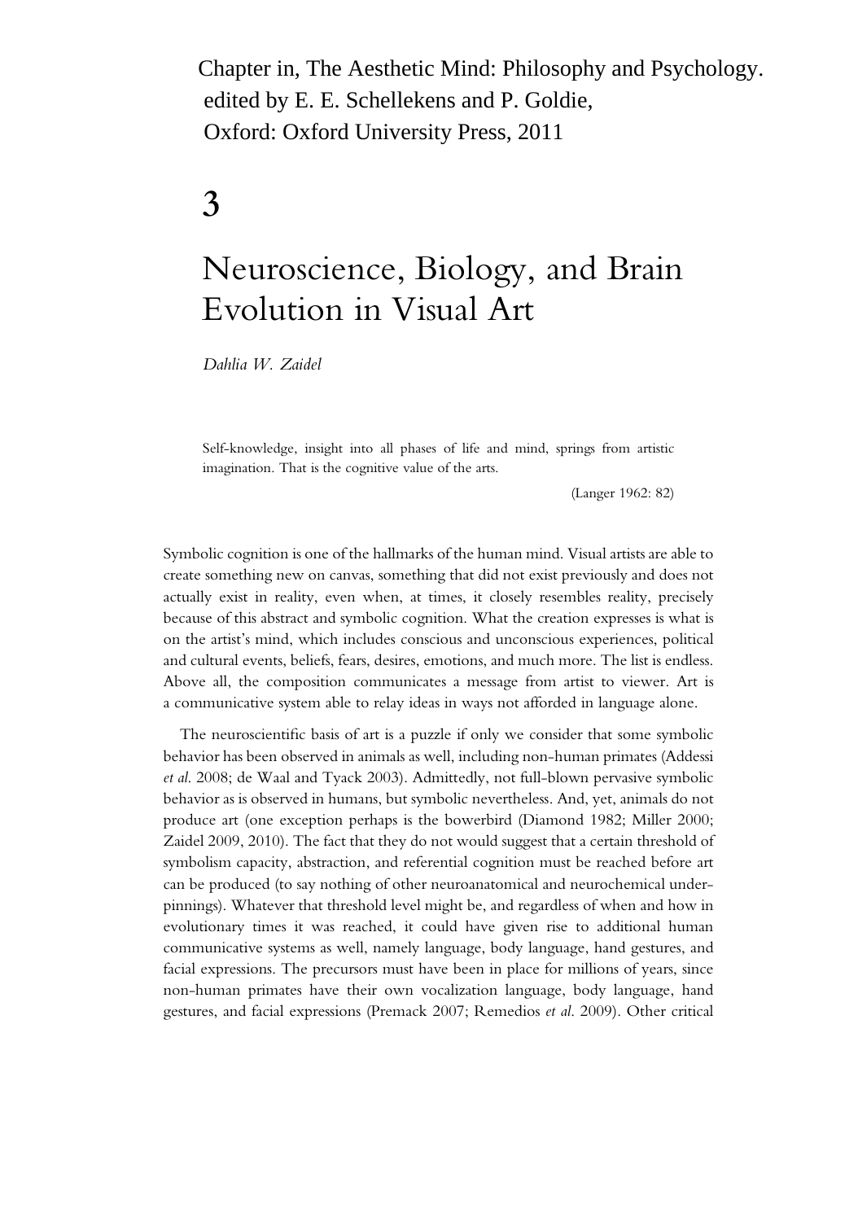Chapter in, The Aesthetic Mind: Philosophy and Psychology.
edited by E. E. Schellekens and P. Goldie,
Oxford: Oxford University Press, 2011

# 3

# Neuroscience, Biology, and Brain Evolution in Visual Art

*Dahlia W. Zaidel*

> Self-knowledge, insight into all phases of life and mind, springs from artistic imagination. That is the cognitive value of the arts.
>
> (Langer 1962: 82)

Symbolic cognition is one of the hallmarks of the human mind. Visual artists are able to create something new on canvas, something that did not exist previously and does not actually exist in reality, even when, at times, it closely resembles reality, precisely because of this abstract and symbolic cognition. What the creation expresses is what is on the artist's mind, which includes conscious and unconscious experiences, political and cultural events, beliefs, fears, desires, emotions, and much more. The list is endless. Above all, the composition communicates a message from artist to viewer. Art is a communicative system able to relay ideas in ways not afforded in language alone.

The neuroscientific basis of art is a puzzle if only we consider that some symbolic behavior has been observed in animals as well, including non-human primates (Addessi *et al.* 2008; de Waal and Tyack 2003). Admittedly, not full-blown pervasive symbolic behavior as is observed in humans, but symbolic nevertheless. And, yet, animals do not produce art (one exception perhaps is the bowerbird (Diamond 1982; Miller 2000; Zaidel 2009, 2010). The fact that they do not would suggest that a certain threshold of symbolism capacity, abstraction, and referential cognition must be reached before art can be produced (to say nothing of other neuroanatomical and neurochemical underpinnings). Whatever that threshold level might be, and regardless of when and how in evolutionary times it was reached, it could have given rise to additional human communicative systems as well, namely language, body language, hand gestures, and facial expressions. The precursors must have been in place for millions of years, since non-human primates have their own vocalization language, body language, hand gestures, and facial expressions (Premack 2007; Remedios *et al.* 2009). Other critical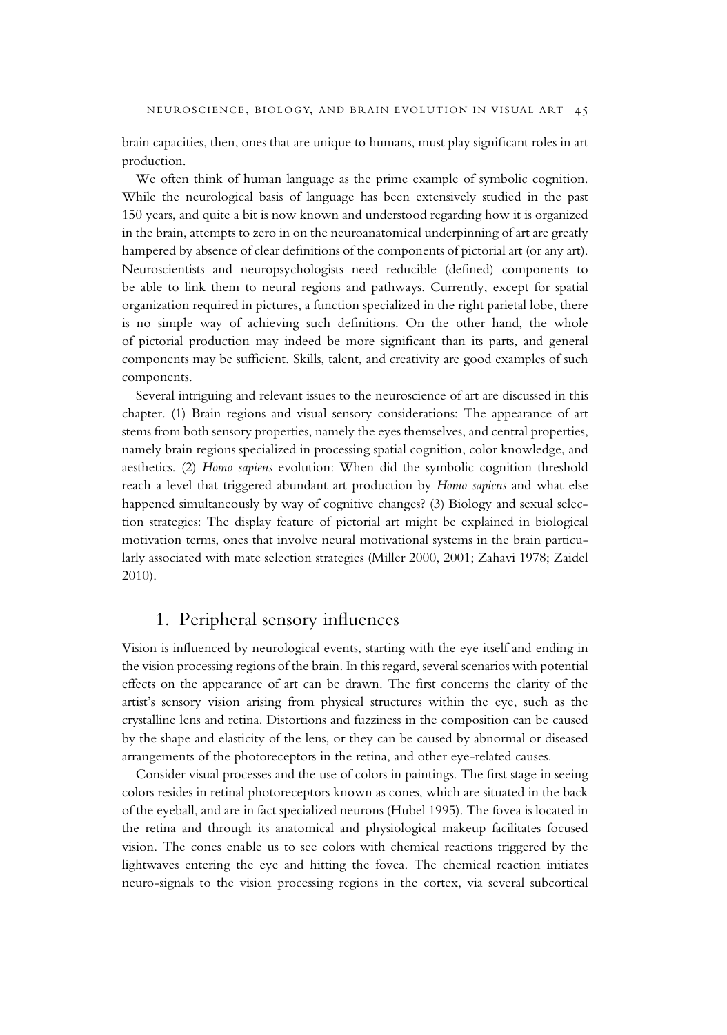brain capacities, then, ones that are unique to humans, must play significant roles in art production.

We often think of human language as the prime example of symbolic cognition. While the neurological basis of language has been extensively studied in the past 150 years, and quite a bit is now known and understood regarding how it is organized in the brain, attempts to zero in on the neuroanatomical underpinning of art are greatly hampered by absence of clear definitions of the components of pictorial art (or any art). Neuroscientists and neuropsychologists need reducible (defined) components to be able to link them to neural regions and pathways. Currently, except for spatial organization required in pictures, a function specialized in the right parietal lobe, there is no simple way of achieving such definitions. On the other hand, the whole of pictorial production may indeed be more significant than its parts, and general components may be sufficient. Skills, talent, and creativity are good examples of such components.

Several intriguing and relevant issues to the neuroscience of art are discussed in this chapter. (1) Brain regions and visual sensory considerations: The appearance of art stems from both sensory properties, namely the eyes themselves, and central properties, namely brain regions specialized in processing spatial cognition, color knowledge, and aesthetics. (2) *Homo sapiens* evolution: When did the symbolic cognition threshold reach a level that triggered abundant art production by *Homo sapiens* and what else happened simultaneously by way of cognitive changes? (3) Biology and sexual selection strategies: The display feature of pictorial art might be explained in biological motivation terms, ones that involve neural motivational systems in the brain particularly associated with mate selection strategies (Miller 2000, 2001; Zahavi 1978; Zaidel 2010).

## 1. Peripheral sensory influences

Vision is influenced by neurological events, starting with the eye itself and ending in the vision processing regions of the brain. In this regard, several scenarios with potential effects on the appearance of art can be drawn. The first concerns the clarity of the artist's sensory vision arising from physical structures within the eye, such as the crystalline lens and retina. Distortions and fuzziness in the composition can be caused by the shape and elasticity of the lens, or they can be caused by abnormal or diseased arrangements of the photoreceptors in the retina, and other eye-related causes.

Consider visual processes and the use of colors in paintings. The first stage in seeing colors resides in retinal photoreceptors known as cones, which are situated in the back of the eyeball, and are in fact specialized neurons (Hubel 1995). The fovea is located in the retina and through its anatomical and physiological makeup facilitates focused vision. The cones enable us to see colors with chemical reactions triggered by the lightwaves entering the eye and hitting the fovea. The chemical reaction initiates neuro-signals to the vision processing regions in the cortex, via several subcortical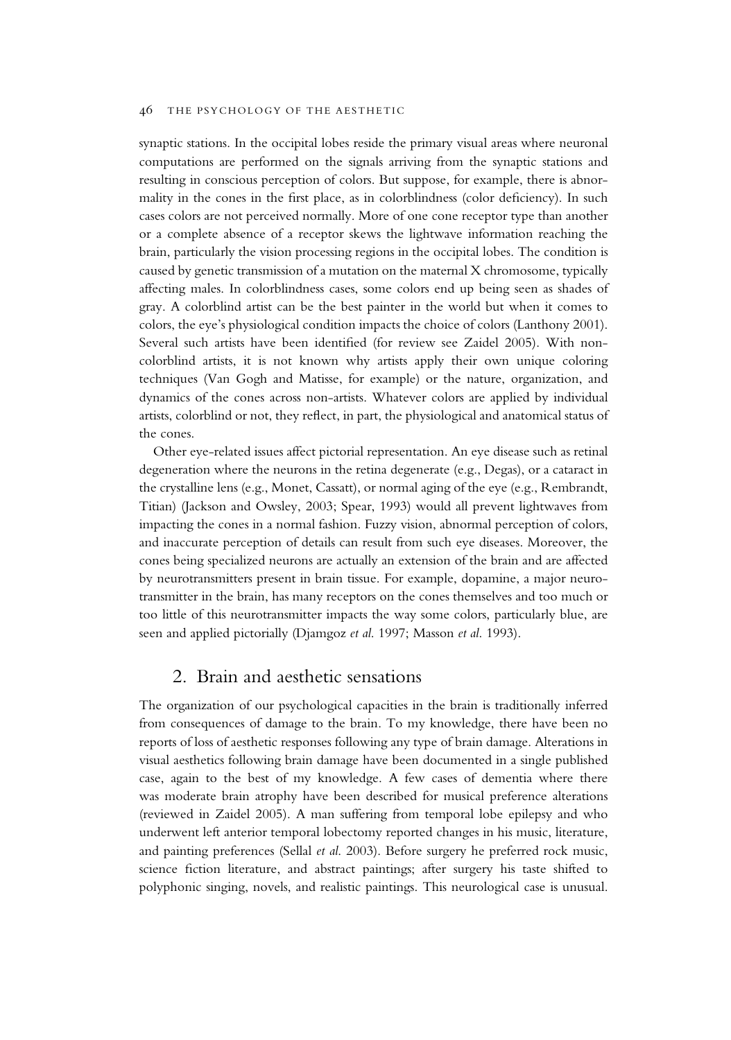synaptic stations. In the occipital lobes reside the primary visual areas where neuronal computations are performed on the signals arriving from the synaptic stations and resulting in conscious perception of colors. But suppose, for example, there is abnormality in the cones in the first place, as in colorblindness (color deficiency). In such cases colors are not perceived normally. More of one cone receptor type than another or a complete absence of a receptor skews the lightwave information reaching the brain, particularly the vision processing regions in the occipital lobes. The condition is caused by genetic transmission of a mutation on the maternal X chromosome, typically affecting males. In colorblindness cases, some colors end up being seen as shades of gray. A colorblind artist can be the best painter in the world but when it comes to colors, the eye's physiological condition impacts the choice of colors (Lanthony 2001). Several such artists have been identified (for review see Zaidel 2005). With non-colorblind artists, it is not known why artists apply their own unique coloring techniques (Van Gogh and Matisse, for example) or the nature, organization, and dynamics of the cones across non-artists. Whatever colors are applied by individual artists, colorblind or not, they reflect, in part, the physiological and anatomical status of the cones.

Other eye-related issues affect pictorial representation. An eye disease such as retinal degeneration where the neurons in the retina degenerate (e.g., Degas), or a cataract in the crystalline lens (e.g., Monet, Cassatt), or normal aging of the eye (e.g., Rembrandt, Titian) (Jackson and Owsley, 2003; Spear, 1993) would all prevent lightwaves from impacting the cones in a normal fashion. Fuzzy vision, abnormal perception of colors, and inaccurate perception of details can result from such eye diseases. Moreover, the cones being specialized neurons are actually an extension of the brain and are affected by neurotransmitters present in brain tissue. For example, dopamine, a major neurotransmitter in the brain, has many receptors on the cones themselves and too much or too little of this neurotransmitter impacts the way some colors, particularly blue, are seen and applied pictorially (Djamgoz *et al.* 1997; Masson *et al.* 1993).

## 2. Brain and aesthetic sensations

The organization of our psychological capacities in the brain is traditionally inferred from consequences of damage to the brain. To my knowledge, there have been no reports of loss of aesthetic responses following any type of brain damage. Alterations in visual aesthetics following brain damage have been documented in a single published case, again to the best of my knowledge. A few cases of dementia where there was moderate brain atrophy have been described for musical preference alterations (reviewed in Zaidel 2005). A man suffering from temporal lobe epilepsy and who underwent left anterior temporal lobectomy reported changes in his music, literature, and painting preferences (Sellal *et al.* 2003). Before surgery he preferred rock music, science fiction literature, and abstract paintings; after surgery his taste shifted to polyphonic singing, novels, and realistic paintings. This neurological case is unusual.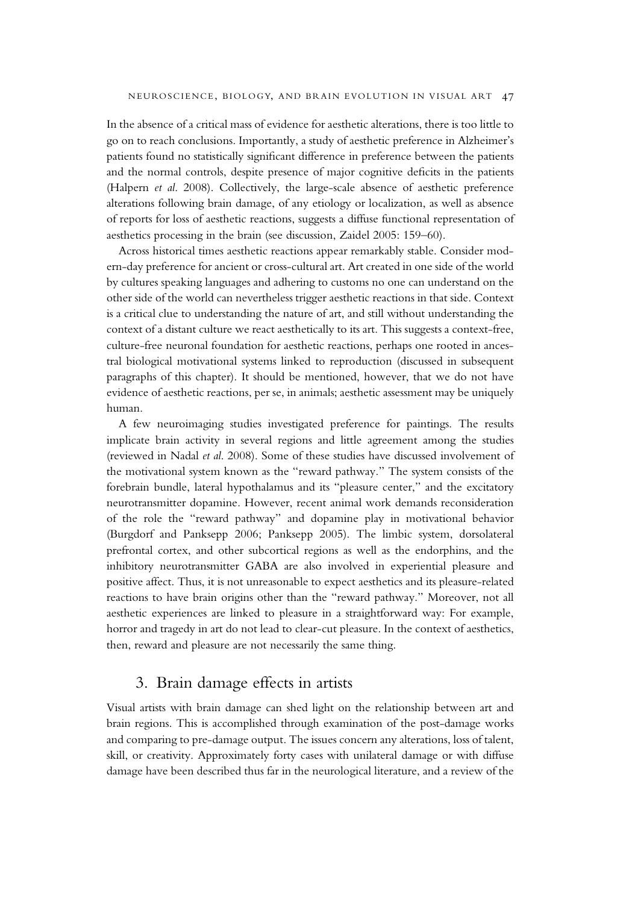In the absence of a critical mass of evidence for aesthetic alterations, there is too little to go on to reach conclusions. Importantly, a study of aesthetic preference in Alzheimer's patients found no statistically significant difference in preference between the patients and the normal controls, despite presence of major cognitive deficits in the patients (Halpern *et al.* 2008). Collectively, the large-scale absence of aesthetic preference alterations following brain damage, of any etiology or localization, as well as absence of reports for loss of aesthetic reactions, suggests a diffuse functional representation of aesthetics processing in the brain (see discussion, Zaidel 2005: 159–60).

Across historical times aesthetic reactions appear remarkably stable. Consider modern-day preference for ancient or cross-cultural art. Art created in one side of the world by cultures speaking languages and adhering to customs no one can understand on the other side of the world can nevertheless trigger aesthetic reactions in that side. Context is a critical clue to understanding the nature of art, and still without understanding the context of a distant culture we react aesthetically to its art. This suggests a context-free, culture-free neuronal foundation for aesthetic reactions, perhaps one rooted in ancestral biological motivational systems linked to reproduction (discussed in subsequent paragraphs of this chapter). It should be mentioned, however, that we do not have evidence of aesthetic reactions, per se, in animals; aesthetic assessment may be uniquely human.

A few neuroimaging studies investigated preference for paintings. The results implicate brain activity in several regions and little agreement among the studies (reviewed in Nadal *et al.* 2008). Some of these studies have discussed involvement of the motivational system known as the "reward pathway." The system consists of the forebrain bundle, lateral hypothalamus and its "pleasure center," and the excitatory neurotransmitter dopamine. However, recent animal work demands reconsideration of the role the "reward pathway" and dopamine play in motivational behavior (Burgdorf and Panksepp 2006; Panksepp 2005). The limbic system, dorsolateral prefrontal cortex, and other subcortical regions as well as the endorphins, and the inhibitory neurotransmitter GABA are also involved in experiential pleasure and positive affect. Thus, it is not unreasonable to expect aesthetics and its pleasure-related reactions to have brain origins other than the "reward pathway." Moreover, not all aesthetic experiences are linked to pleasure in a straightforward way: For example, horror and tragedy in art do not lead to clear-cut pleasure. In the context of aesthetics, then, reward and pleasure are not necessarily the same thing.

## 3. Brain damage effects in artists

Visual artists with brain damage can shed light on the relationship between art and brain regions. This is accomplished through examination of the post-damage works and comparing to pre-damage output. The issues concern any alterations, loss of talent, skill, or creativity. Approximately forty cases with unilateral damage or with diffuse damage have been described thus far in the neurological literature, and a review of the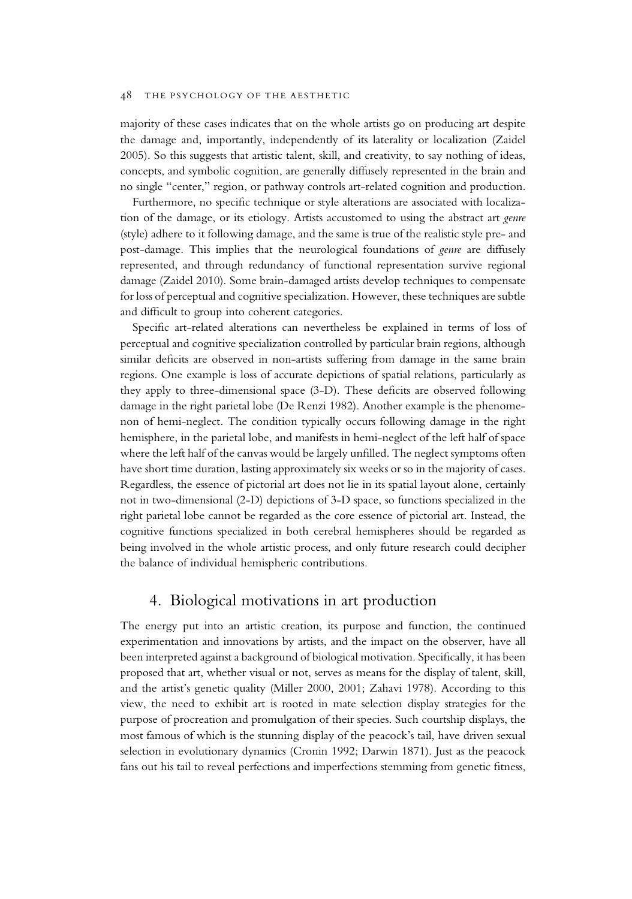majority of these cases indicates that on the whole artists go on producing art despite the damage and, importantly, independently of its laterality or localization (Zaidel 2005). So this suggests that artistic talent, skill, and creativity, to say nothing of ideas, concepts, and symbolic cognition, are generally diffusely represented in the brain and no single "center," region, or pathway controls art-related cognition and production.

Furthermore, no specific technique or style alterations are associated with localization of the damage, or its etiology. Artists accustomed to using the abstract art *genre* (style) adhere to it following damage, and the same is true of the realistic style pre- and post-damage. This implies that the neurological foundations of *genre* are diffusely represented, and through redundancy of functional representation survive regional damage (Zaidel 2010). Some brain-damaged artists develop techniques to compensate for loss of perceptual and cognitive specialization. However, these techniques are subtle and difficult to group into coherent categories.

Specific art-related alterations can nevertheless be explained in terms of loss of perceptual and cognitive specialization controlled by particular brain regions, although similar deficits are observed in non-artists suffering from damage in the same brain regions. One example is loss of accurate depictions of spatial relations, particularly as they apply to three-dimensional space (3-D). These deficits are observed following damage in the right parietal lobe (De Renzi 1982). Another example is the phenomenon of hemi-neglect. The condition typically occurs following damage in the right hemisphere, in the parietal lobe, and manifests in hemi-neglect of the left half of space where the left half of the canvas would be largely unfilled. The neglect symptoms often have short time duration, lasting approximately six weeks or so in the majority of cases. Regardless, the essence of pictorial art does not lie in its spatial layout alone, certainly not in two-dimensional (2-D) depictions of 3-D space, so functions specialized in the right parietal lobe cannot be regarded as the core essence of pictorial art. Instead, the cognitive functions specialized in both cerebral hemispheres should be regarded as being involved in the whole artistic process, and only future research could decipher the balance of individual hemispheric contributions.

## 4. Biological motivations in art production

The energy put into an artistic creation, its purpose and function, the continued experimentation and innovations by artists, and the impact on the observer, have all been interpreted against a background of biological motivation. Specifically, it has been proposed that art, whether visual or not, serves as means for the display of talent, skill, and the artist's genetic quality (Miller 2000, 2001; Zahavi 1978). According to this view, the need to exhibit art is rooted in mate selection display strategies for the purpose of procreation and promulgation of their species. Such courtship displays, the most famous of which is the stunning display of the peacock's tail, have driven sexual selection in evolutionary dynamics (Cronin 1992; Darwin 1871). Just as the peacock fans out his tail to reveal perfections and imperfections stemming from genetic fitness,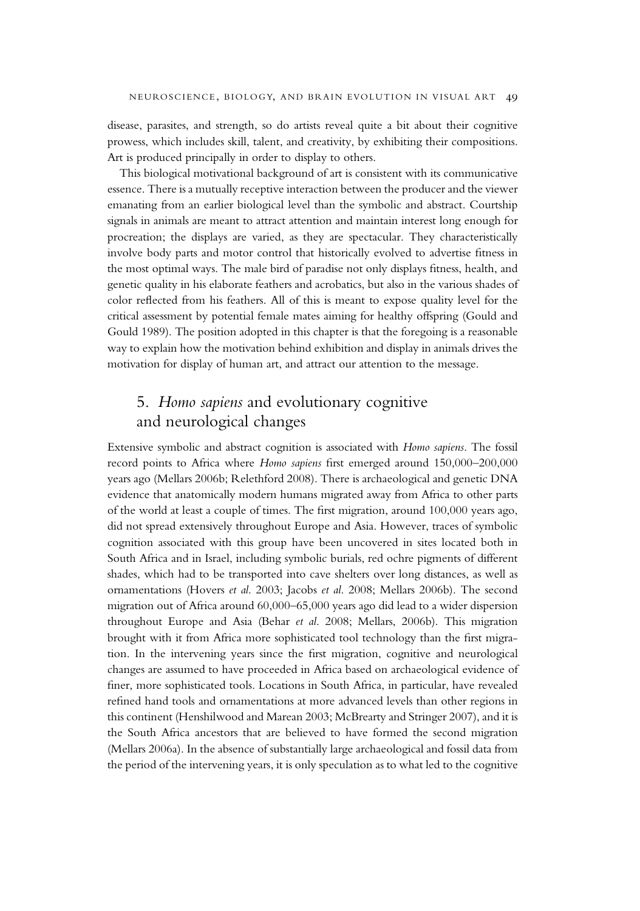disease, parasites, and strength, so do artists reveal quite a bit about their cognitive prowess, which includes skill, talent, and creativity, by exhibiting their compositions. Art is produced principally in order to display to others.

This biological motivational background of art is consistent with its communicative essence. There is a mutually receptive interaction between the producer and the viewer emanating from an earlier biological level than the symbolic and abstract. Courtship signals in animals are meant to attract attention and maintain interest long enough for procreation; the displays are varied, as they are spectacular. They characteristically involve body parts and motor control that historically evolved to advertise fitness in the most optimal ways. The male bird of paradise not only displays fitness, health, and genetic quality in his elaborate feathers and acrobatics, but also in the various shades of color reflected from his feathers. All of this is meant to expose quality level for the critical assessment by potential female mates aiming for healthy offspring (Gould and Gould 1989). The position adopted in this chapter is that the foregoing is a reasonable way to explain how the motivation behind exhibition and display in animals drives the motivation for display of human art, and attract our attention to the message.

## 5. *Homo sapiens* and evolutionary cognitive and neurological changes

Extensive symbolic and abstract cognition is associated with *Homo sapiens*. The fossil record points to Africa where *Homo sapiens* first emerged around 150,000–200,000 years ago (Mellars 2006b; Relethford 2008). There is archaeological and genetic DNA evidence that anatomically modern humans migrated away from Africa to other parts of the world at least a couple of times. The first migration, around 100,000 years ago, did not spread extensively throughout Europe and Asia. However, traces of symbolic cognition associated with this group have been uncovered in sites located both in South Africa and in Israel, including symbolic burials, red ochre pigments of different shades, which had to be transported into cave shelters over long distances, as well as ornamentations (Hovers *et al*. 2003; Jacobs *et al*. 2008; Mellars 2006b). The second migration out of Africa around 60,000–65,000 years ago did lead to a wider dispersion throughout Europe and Asia (Behar *et al*. 2008; Mellars, 2006b). This migration brought with it from Africa more sophisticated tool technology than the first migration. In the intervening years since the first migration, cognitive and neurological changes are assumed to have proceeded in Africa based on archaeological evidence of finer, more sophisticated tools. Locations in South Africa, in particular, have revealed refined hand tools and ornamentations at more advanced levels than other regions in this continent (Henshilwood and Marean 2003; McBrearty and Stringer 2007), and it is the South Africa ancestors that are believed to have formed the second migration (Mellars 2006a). In the absence of substantially large archaeological and fossil data from the period of the intervening years, it is only speculation as to what led to the cognitive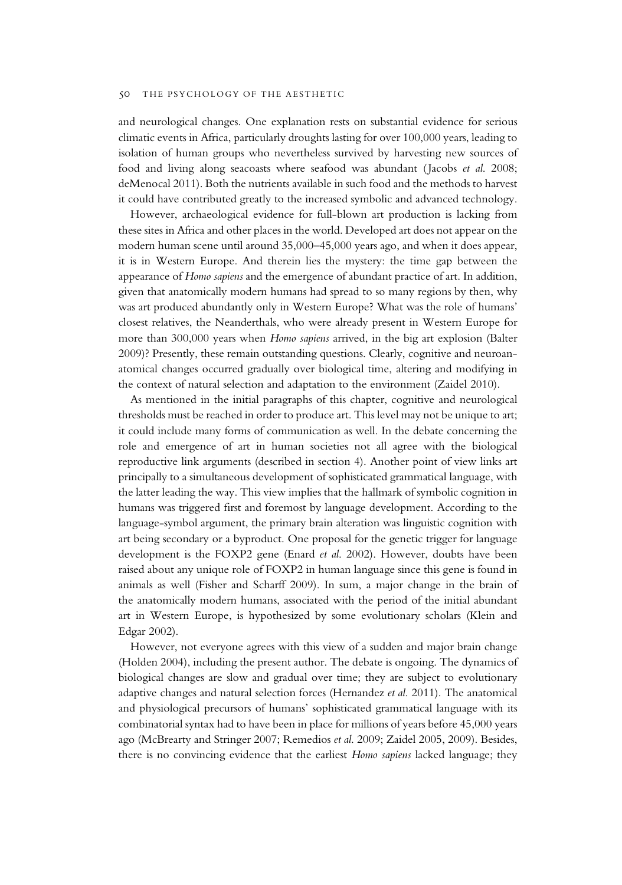and neurological changes. One explanation rests on substantial evidence for serious climatic events in Africa, particularly droughts lasting for over 100,000 years, leading to isolation of human groups who nevertheless survived by harvesting new sources of food and living along seacoasts where seafood was abundant (Jacobs *et al.* 2008; deMenocal 2011). Both the nutrients available in such food and the methods to harvest it could have contributed greatly to the increased symbolic and advanced technology.

However, archaeological evidence for full-blown art production is lacking from these sites in Africa and other places in the world. Developed art does not appear on the modern human scene until around 35,000–45,000 years ago, and when it does appear, it is in Western Europe. And therein lies the mystery: the time gap between the appearance of *Homo sapiens* and the emergence of abundant practice of art. In addition, given that anatomically modern humans had spread to so many regions by then, why was art produced abundantly only in Western Europe? What was the role of humans' closest relatives, the Neanderthals, who were already present in Western Europe for more than 300,000 years when *Homo sapiens* arrived, in the big art explosion (Balter 2009)? Presently, these remain outstanding questions. Clearly, cognitive and neuroanatomical changes occurred gradually over biological time, altering and modifying in the context of natural selection and adaptation to the environment (Zaidel 2010).

As mentioned in the initial paragraphs of this chapter, cognitive and neurological thresholds must be reached in order to produce art. This level may not be unique to art; it could include many forms of communication as well. In the debate concerning the role and emergence of art in human societies not all agree with the biological reproductive link arguments (described in section 4). Another point of view links art principally to a simultaneous development of sophisticated grammatical language, with the latter leading the way. This view implies that the hallmark of symbolic cognition in humans was triggered first and foremost by language development. According to the language-symbol argument, the primary brain alteration was linguistic cognition with art being secondary or a byproduct. One proposal for the genetic trigger for language development is the FOXP2 gene (Enard *et al.* 2002). However, doubts have been raised about any unique role of FOXP2 in human language since this gene is found in animals as well (Fisher and Scharff 2009). In sum, a major change in the brain of the anatomically modern humans, associated with the period of the initial abundant art in Western Europe, is hypothesized by some evolutionary scholars (Klein and Edgar 2002).

However, not everyone agrees with this view of a sudden and major brain change (Holden 2004), including the present author. The debate is ongoing. The dynamics of biological changes are slow and gradual over time; they are subject to evolutionary adaptive changes and natural selection forces (Hernandez *et al.* 2011). The anatomical and physiological precursors of humans' sophisticated grammatical language with its combinatorial syntax had to have been in place for millions of years before 45,000 years ago (McBrearty and Stringer 2007; Remedios *et al.* 2009; Zaidel 2005, 2009). Besides, there is no convincing evidence that the earliest *Homo sapiens* lacked language; they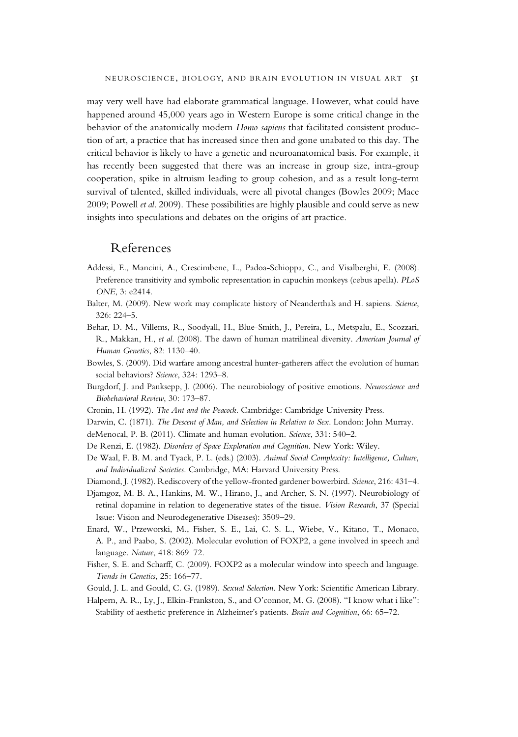may very well have had elaborate grammatical language. However, what could have happened around 45,000 years ago in Western Europe is some critical change in the behavior of the anatomically modern *Homo sapiens* that facilitated consistent production of art, a practice that has increased since then and gone unabated to this day. The critical behavior is likely to have a genetic and neuroanatomical basis. For example, it has recently been suggested that there was an increase in group size, intra-group cooperation, spike in altruism leading to group cohesion, and as a result long-term survival of talented, skilled individuals, were all pivotal changes (Bowles 2009; Mace 2009; Powell *et al*. 2009). These possibilities are highly plausible and could serve as new insights into speculations and debates on the origins of art practice.

## References

Addessi, E., Mancini, A., Crescimbene, L., Padoa-Schioppa, C., and Visalberghi, E. (2008). Preference transitivity and symbolic representation in capuchin monkeys (cebus apella). *PLoS ONE*, 3: e2414.

Balter, M. (2009). New work may complicate history of Neanderthals and H. sapiens. *Science*, 326: 224–5.

Behar, D. M., Villems, R., Soodyall, H., Blue-Smith, J., Pereira, L., Metspalu, E., Scozzari, R., Makkan, H., *et al*. (2008). The dawn of human matrilineal diversity. *American Journal of Human Genetics*, 82: 1130–40.

Bowles, S. (2009). Did warfare among ancestral hunter-gatherers affect the evolution of human social behaviors? *Science*, 324: 1293–8.

Burgdorf, J. and Panksepp, J. (2006). The neurobiology of positive emotions. *Neuroscience and Biobehavioral Review*, 30: 173–87.

Cronin, H. (1992). *The Ant and the Peacock*. Cambridge: Cambridge University Press.

Darwin, C. (1871). *The Descent of Man, and Selection in Relation to Sex*. London: John Murray.

deMenocal, P. B. (2011). Climate and human evolution. *Science*, 331: 540–2.

De Renzi, E. (1982). *Disorders of Space Exploration and Cognition*. New York: Wiley.

De Waal, F. B. M. and Tyack, P. L. (eds.) (2003). *Animal Social Complexity: Intelligence, Culture, and Individualized Societies*. Cambridge, MA: Harvard University Press.

Diamond, J. (1982). Rediscovery of the yellow-fronted gardener bowerbird. *Science*, 216: 431–4.

Djamgoz, M. B. A., Hankins, M. W., Hirano, J., and Archer, S. N. (1997). Neurobiology of retinal dopamine in relation to degenerative states of the tissue. *Vision Research*, 37 (Special Issue: Vision and Neurodegenerative Diseases): 3509–29.

Enard, W., Przeworski, M., Fisher, S. E., Lai, C. S. L., Wiebe, V., Kitano, T., Monaco, A. P., and Paabo, S. (2002). Molecular evolution of FOXP2, a gene involved in speech and language. *Nature*, 418: 869–72.

Fisher, S. E. and Scharff, C. (2009). FOXP2 as a molecular window into speech and language. *Trends in Genetics*, 25: 166–77.

Gould, J. L. and Gould, C. G. (1989). *Sexual Selection*. New York: Scientific American Library.

Halpern, A. R., Ly, J., Elkin-Frankston, S., and O'connor, M. G. (2008). "I know what i like": Stability of aesthetic preference in Alzheimer's patients. *Brain and Cognition*, 66: 65–72.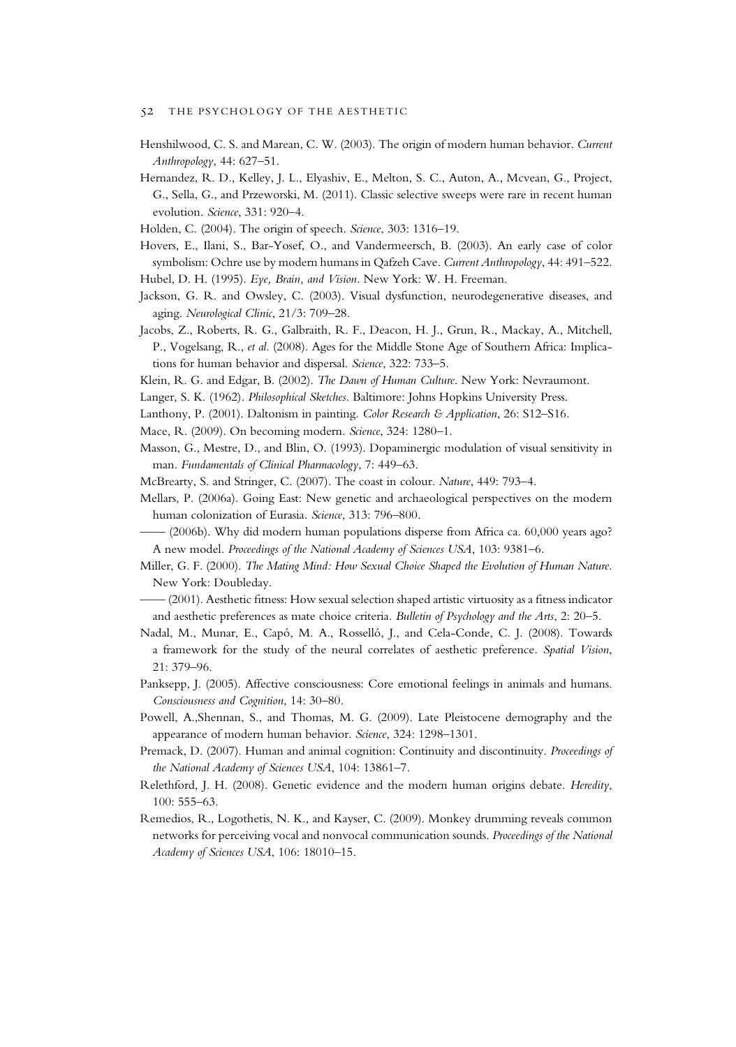Henshilwood, C. S. and Marean, C. W. (2003). The origin of modern human behavior. *Current Anthropology*, 44: 627–51.

Hernandez, R. D., Kelley, J. L., Elyashiv, E., Melton, S. C., Auton, A., Mcvean, G., Project, G., Sella, G., and Przeworski, M. (2011). Classic selective sweeps were rare in recent human evolution. *Science*, 331: 920–4.

Holden, C. (2004). The origin of speech. *Science*, 303: 1316–19.

Hovers, E., Ilani, S., Bar-Yosef, O., and Vandermeersch, B. (2003). An early case of color symbolism: Ochre use by modern humans in Qafzeh Cave. *Current Anthropology*, 44: 491–522.

Hubel, D. H. (1995). *Eye, Brain, and Vision*. New York: W. H. Freeman.

Jackson, G. R. and Owsley, C. (2003). Visual dysfunction, neurodegenerative diseases, and aging. *Neurological Clinic*, 21/3: 709–28.

Jacobs, Z., Roberts, R. G., Galbraith, R. F., Deacon, H. J., Grun, R., Mackay, A., Mitchell, P., Vogelsang, R., *et al.* (2008). Ages for the Middle Stone Age of Southern Africa: Implications for human behavior and dispersal. *Science*, 322: 733–5.

Klein, R. G. and Edgar, B. (2002). *The Dawn of Human Culture*. New York: Nevraumont.

Langer, S. K. (1962). *Philosophical Sketches*. Baltimore: Johns Hopkins University Press.

Lanthony, P. (2001). Daltonism in painting. *Color Research & Application*, 26: S12–S16.

Mace, R. (2009). On becoming modern. *Science*, 324: 1280–1.

Masson, G., Mestre, D., and Blin, O. (1993). Dopaminergic modulation of visual sensitivity in man. *Fundamentals of Clinical Pharmacology*, 7: 449–63.

McBrearty, S. and Stringer, C. (2007). The coast in colour. *Nature*, 449: 793–4.

Mellars, P. (2006a). Going East: New genetic and archaeological perspectives on the modern human colonization of Eurasia. *Science*, 313: 796–800.

—— (2006b). Why did modern human populations disperse from Africa ca. 60,000 years ago? A new model. *Proceedings of the National Academy of Sciences USA*, 103: 9381–6.

Miller, G. F. (2000). *The Mating Mind: How Sexual Choice Shaped the Evolution of Human Nature*. New York: Doubleday.

—— (2001). Aesthetic fitness: How sexual selection shaped artistic virtuosity as a fitness indicator and aesthetic preferences as mate choice criteria. *Bulletin of Psychology and the Arts*, 2: 20–5.

Nadal, M., Munar, E., Capó, M. A., Rosselló, J., and Cela-Conde, C. J. (2008). Towards a framework for the study of the neural correlates of aesthetic preference. *Spatial Vision*, 21: 379–96.

Panksepp, J. (2005). Affective consciousness: Core emotional feelings in animals and humans. *Consciousness and Cognition*, 14: 30–80.

Powell, A.,Shennan, S., and Thomas, M. G. (2009). Late Pleistocene demography and the appearance of modern human behavior. *Science*, 324: 1298–1301.

Premack, D. (2007). Human and animal cognition: Continuity and discontinuity. *Proceedings of the National Academy of Sciences USA*, 104: 13861–7.

Relethford, J. H. (2008). Genetic evidence and the modern human origins debate. *Heredity*, 100: 555–63.

Remedios, R., Logothetis, N. K., and Kayser, C. (2009). Monkey drumming reveals common networks for perceiving vocal and nonvocal communication sounds. *Proceedings of the National Academy of Sciences USA*, 106: 18010–15.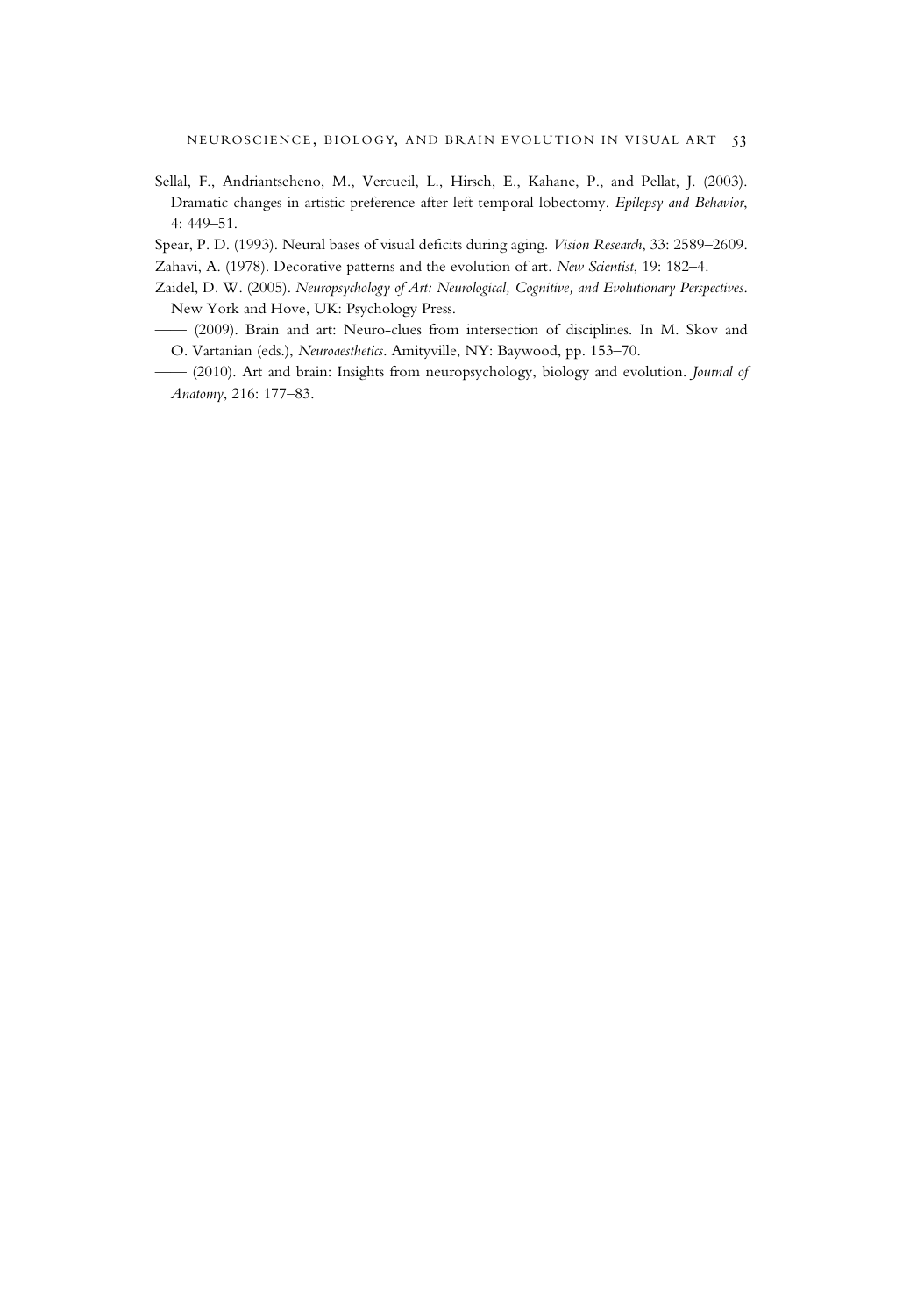Sellal, F., Andriantseheno, M., Vercueil, L., Hirsch, E., Kahane, P., and Pellat, J. (2003). Dramatic changes in artistic preference after left temporal lobectomy. *Epilepsy and Behavior*, 4: 449–51.

Spear, P. D. (1993). Neural bases of visual deficits during aging. *Vision Research*, 33: 2589–2609.

Zahavi, A. (1978). Decorative patterns and the evolution of art. *New Scientist*, 19: 182–4.

Zaidel, D. W. (2005). *Neuropsychology of Art: Neurological, Cognitive, and Evolutionary Perspectives*. New York and Hove, UK: Psychology Press.

—— (2009). Brain and art: Neuro-clues from intersection of disciplines. In M. Skov and O. Vartanian (eds.), *Neuroaesthetics*. Amityville, NY: Baywood, pp. 153–70.

—— (2010). Art and brain: Insights from neuropsychology, biology and evolution. *Journal of Anatomy*, 216: 177–83.